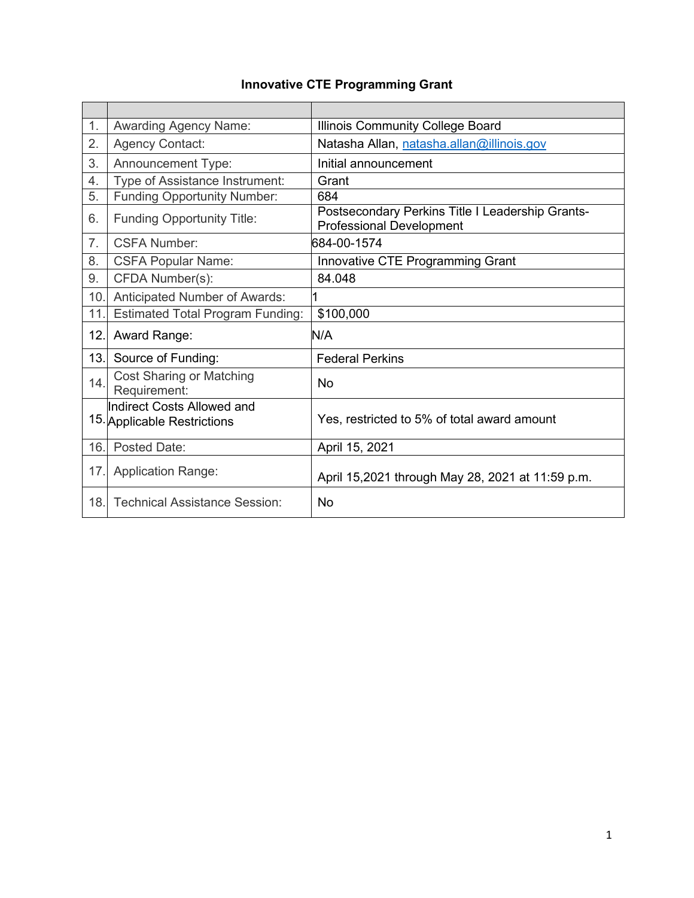# Innovative CTE Programming Grant

| | | |
|---|---|---|
| 1. | Awarding Agency Name: | Illinois Community College Board |
| 2. | Agency Contact: | Natasha Allan, natasha.allan@illinois.gov |
| 3. | Announcement Type: | Initial announcement |
| 4. | Type of Assistance Instrument: | Grant |
| 5. | Funding Opportunity Number: | 684 |
| 6. | Funding Opportunity Title: | Postsecondary Perkins Title I Leadership Grants-Professional Development |
| 7. | CSFA Number: | 684-00-1574 |
| 8. | CSFA Popular Name: | Innovative CTE Programming Grant |
| 9. | CFDA Number(s): | 84.048 |
| 10. | Anticipated Number of Awards: | 1 |
| 11. | Estimated Total Program Funding: | $100,000 |
| 12. | Award Range: | N/A |
| 13. | Source of Funding: | Federal Perkins |
| 14. | Cost Sharing or Matching Requirement: | No |
| 15. | Indirect Costs Allowed and Applicable Restrictions | Yes, restricted to 5% of total award amount |
| 16. | Posted Date: | April 15, 2021 |
| 17. | Application Range: | April 15,2021 through May 28, 2021 at 11:59 p.m. |
| 18. | Technical Assistance Session: | No |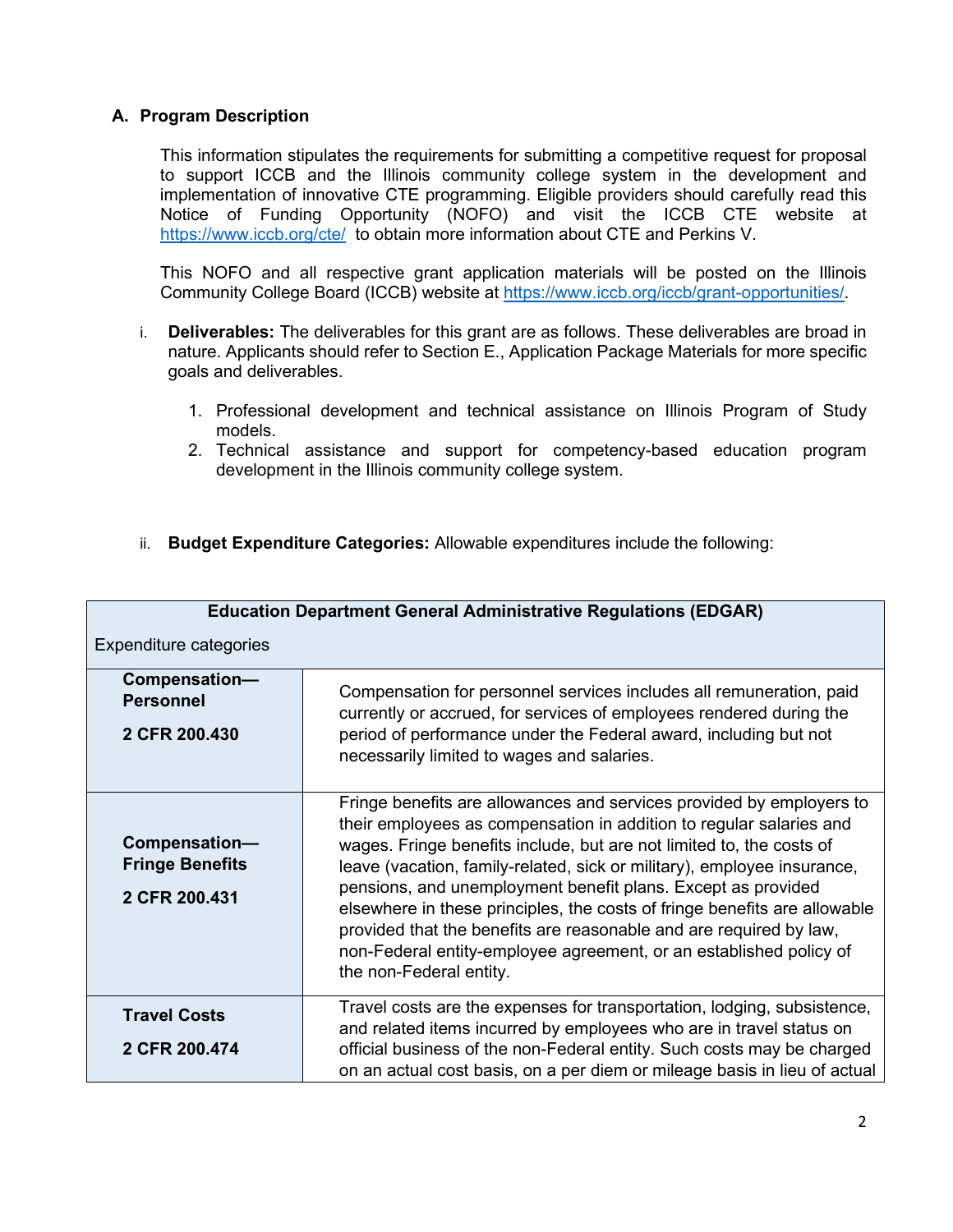## A. Program Description

This information stipulates the requirements for submitting a competitive request for proposal to support ICCB and the Illinois community college system in the development and implementation of innovative CTE programming. Eligible providers should carefully read this Notice of Funding Opportunity (NOFO) and visit the ICCB CTE website at [https://www.iccb.org/cte/](https://www.iccb.org/cte/) to obtain more information about CTE and Perkins V.

This NOFO and all respective grant application materials will be posted on the Illinois Community College Board (ICCB) website at [https://www.iccb.org/iccb/grant-opportunities/](https://www.iccb.org/iccb/grant-opportunities/).

i. **Deliverables:** The deliverables for this grant are as follows. These deliverables are broad in nature. Applicants should refer to Section E., Application Package Materials for more specific goals and deliverables.

   1. Professional development and technical assistance on Illinois Program of Study models.
   2. Technical assistance and support for competency-based education program development in the Illinois community college system.

ii. **Budget Expenditure Categories:** Allowable expenditures include the following:

| **Education Department General Administrative Regulations (EDGAR)**<br><br>Expenditure categories | |
|---|---|
| **Compensation—Personnel**<br><br>**2 CFR 200.430** | Compensation for personnel services includes all remuneration, paid currently or accrued, for services of employees rendered during the period of performance under the Federal award, including but not necessarily limited to wages and salaries. |
| **Compensation—Fringe Benefits**<br><br>**2 CFR 200.431** | Fringe benefits are allowances and services provided by employers to their employees as compensation in addition to regular salaries and wages. Fringe benefits include, but are not limited to, the costs of leave (vacation, family-related, sick or military), employee insurance, pensions, and unemployment benefit plans. Except as provided elsewhere in these principles, the costs of fringe benefits are allowable provided that the benefits are reasonable and are required by law, non-Federal entity-employee agreement, or an established policy of the non-Federal entity. |
| **Travel Costs**<br><br>**2 CFR 200.474** | Travel costs are the expenses for transportation, lodging, subsistence, and related items incurred by employees who are in travel status on official business of the non-Federal entity. Such costs may be charged on an actual cost basis, on a per diem or mileage basis in lieu of actual |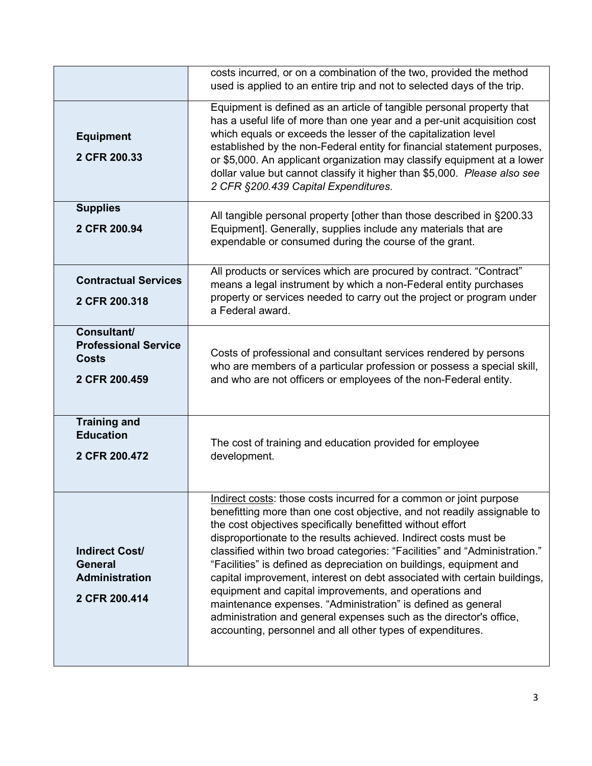| | |
|---|---|
| | costs incurred, or on a combination of the two, provided the method used is applied to an entire trip and not to selected days of the trip. |
| **Equipment**<br><br>**2 CFR 200.33** | Equipment is defined as an article of tangible personal property that has a useful life of more than one year and a per-unit acquisition cost which equals or exceeds the lesser of the capitalization level established by the non-Federal entity for financial statement purposes, or $5,000. An applicant organization may classify equipment at a lower dollar value but cannot classify it higher than $5,000. *Please also see 2 CFR §200.439 Capital Expenditures.* |
| **Supplies**<br><br>**2 CFR 200.94** | All tangible personal property [other than those described in §200.33 Equipment]. Generally, supplies include any materials that are expendable or consumed during the course of the grant. |
| **Contractual Services**<br><br>**2 CFR 200.318** | All products or services which are procured by contract. "Contract" means a legal instrument by which a non-Federal entity purchases property or services needed to carry out the project or program under a Federal award. |
| **Consultant/ Professional Service Costs**<br><br>**2 CFR 200.459** | Costs of professional and consultant services rendered by persons who are members of a particular profession or possess a special skill, and who are not officers or employees of the non-Federal entity. |
| **Training and Education**<br><br>**2 CFR 200.472** | The cost of training and education provided for employee development. |
| **Indirect Cost/ General Administration**<br><br>**2 CFR 200.414** | <u>Indirect costs</u>: those costs incurred for a common or joint purpose benefitting more than one cost objective, and not readily assignable to the cost objectives specifically benefitted without effort disproportionate to the results achieved. Indirect costs must be classified within two broad categories: "Facilities" and "Administration." "Facilities" is defined as depreciation on buildings, equipment and capital improvement, interest on debt associated with certain buildings, equipment and capital improvements, and operations and maintenance expenses. "Administration" is defined as general administration and general expenses such as the director's office, accounting, personnel and all other types of expenditures. |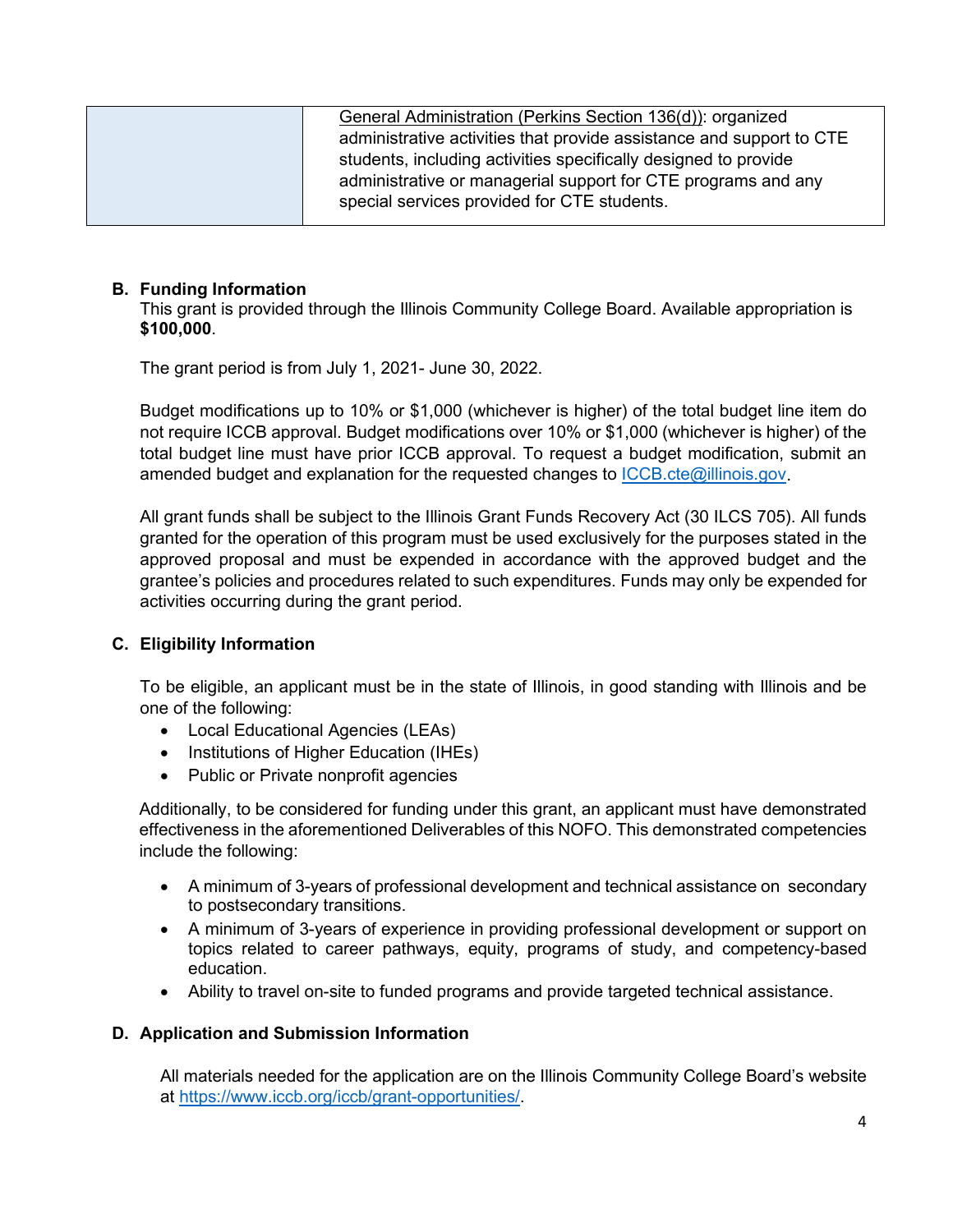| | General Administration (Perkins Section 136(d)): organized administrative activities that provide assistance and support to CTE students, including activities specifically designed to provide administrative or managerial support for CTE programs and any special services provided for CTE students. |
|---|---|

## B. Funding Information

This grant is provided through the Illinois Community College Board. Available appropriation is **$100,000**.

The grant period is from July 1, 2021- June 30, 2022.

Budget modifications up to 10% or $1,000 (whichever is higher) of the total budget line item do not require ICCB approval. Budget modifications over 10% or $1,000 (whichever is higher) of the total budget line must have prior ICCB approval. To request a budget modification, submit an amended budget and explanation for the requested changes to [ICCB.cte@illinois.gov](mailto:ICCB.cte@illinois.gov).

All grant funds shall be subject to the Illinois Grant Funds Recovery Act (30 ILCS 705). All funds granted for the operation of this program must be used exclusively for the purposes stated in the approved proposal and must be expended in accordance with the approved budget and the grantee's policies and procedures related to such expenditures. Funds may only be expended for activities occurring during the grant period.

## C. Eligibility Information

To be eligible, an applicant must be in the state of Illinois, in good standing with Illinois and be one of the following:

- Local Educational Agencies (LEAs)
- Institutions of Higher Education (IHEs)
- Public or Private nonprofit agencies

Additionally, to be considered for funding under this grant, an applicant must have demonstrated effectiveness in the aforementioned Deliverables of this NOFO. This demonstrated competencies include the following:

- A minimum of 3-years of professional development and technical assistance on secondary to postsecondary transitions.
- A minimum of 3-years of experience in providing professional development or support on topics related to career pathways, equity, programs of study, and competency-based education.
- Ability to travel on-site to funded programs and provide targeted technical assistance.

## D. Application and Submission Information

All materials needed for the application are on the Illinois Community College Board's website at [https://www.iccb.org/iccb/grant-opportunities/](https://www.iccb.org/iccb/grant-opportunities/).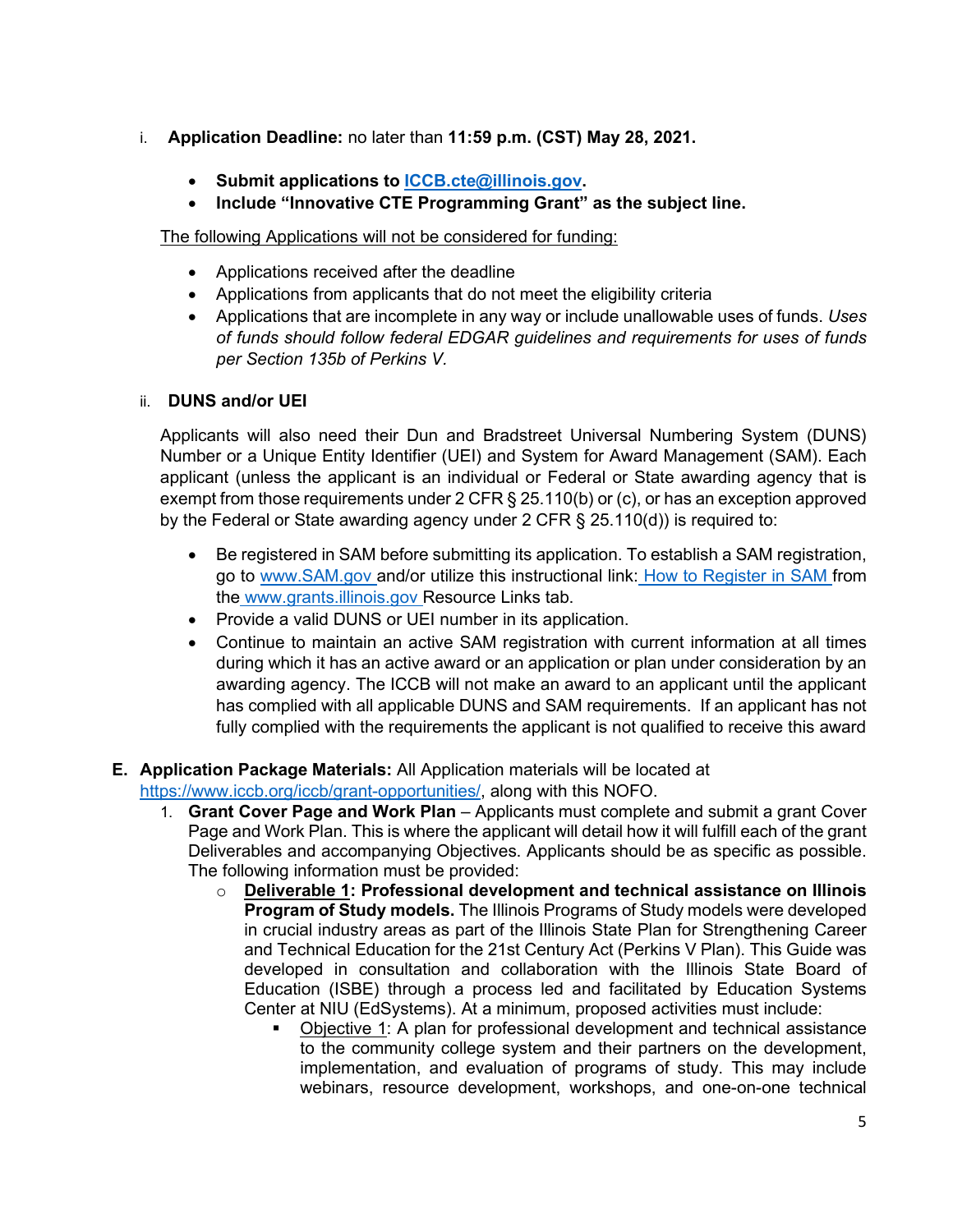i. **Application Deadline:** no later than **11:59 p.m. (CST) May 28, 2021.**

- **Submit applications to [ICCB.cte@illinois.gov](mailto:ICCB.cte@illinois.gov).**
- **Include "Innovative CTE Programming Grant" as the subject line.**

<u>The following Applications will not be considered for funding:</u>

- Applications received after the deadline
- Applications from applicants that do not meet the eligibility criteria
- Applications that are incomplete in any way or include unallowable uses of funds. *Uses of funds should follow federal EDGAR guidelines and requirements for uses of funds per Section 135b of Perkins V.*

ii. **DUNS and/or UEI**

Applicants will also need their Dun and Bradstreet Universal Numbering System (DUNS) Number or a Unique Entity Identifier (UEI) and System for Award Management (SAM). Each applicant (unless the applicant is an individual or Federal or State awarding agency that is exempt from those requirements under 2 CFR § 25.110(b) or (c), or has an exception approved by the Federal or State awarding agency under 2 CFR § 25.110(d)) is required to:

- Be registered in SAM before submitting its application. To establish a SAM registration, go to www.SAM.gov and/or utilize this instructional link: How to Register in SAM from the www.grants.illinois.gov Resource Links tab.
- Provide a valid DUNS or UEI number in its application.
- Continue to maintain an active SAM registration with current information at all times during which it has an active award or an application or plan under consideration by an awarding agency. The ICCB will not make an award to an applicant until the applicant has complied with all applicable DUNS and SAM requirements. If an applicant has not fully complied with the requirements the applicant is not qualified to receive this award

**E. Application Package Materials:** All Application materials will be located at https://www.iccb.org/iccb/grant-opportunities/, along with this NOFO.

1. **Grant Cover Page and Work Plan** – Applicants must complete and submit a grant Cover Page and Work Plan. This is where the applicant will detail how it will fulfill each of the grant Deliverables and accompanying Objectives. Applicants should be as specific as possible. The following information must be provided:
   - **<u>Deliverable 1</u>: Professional development and technical assistance on Illinois Program of Study models.** The Illinois Programs of Study models were developed in crucial industry areas as part of the Illinois State Plan for Strengthening Career and Technical Education for the 21st Century Act (Perkins V Plan). This Guide was developed in consultation and collaboration with the Illinois State Board of Education (ISBE) through a process led and facilitated by Education Systems Center at NIU (EdSystems). At a minimum, proposed activities must include:
     - <u>Objective 1</u>: A plan for professional development and technical assistance to the community college system and their partners on the development, implementation, and evaluation of programs of study. This may include webinars, resource development, workshops, and one-on-one technical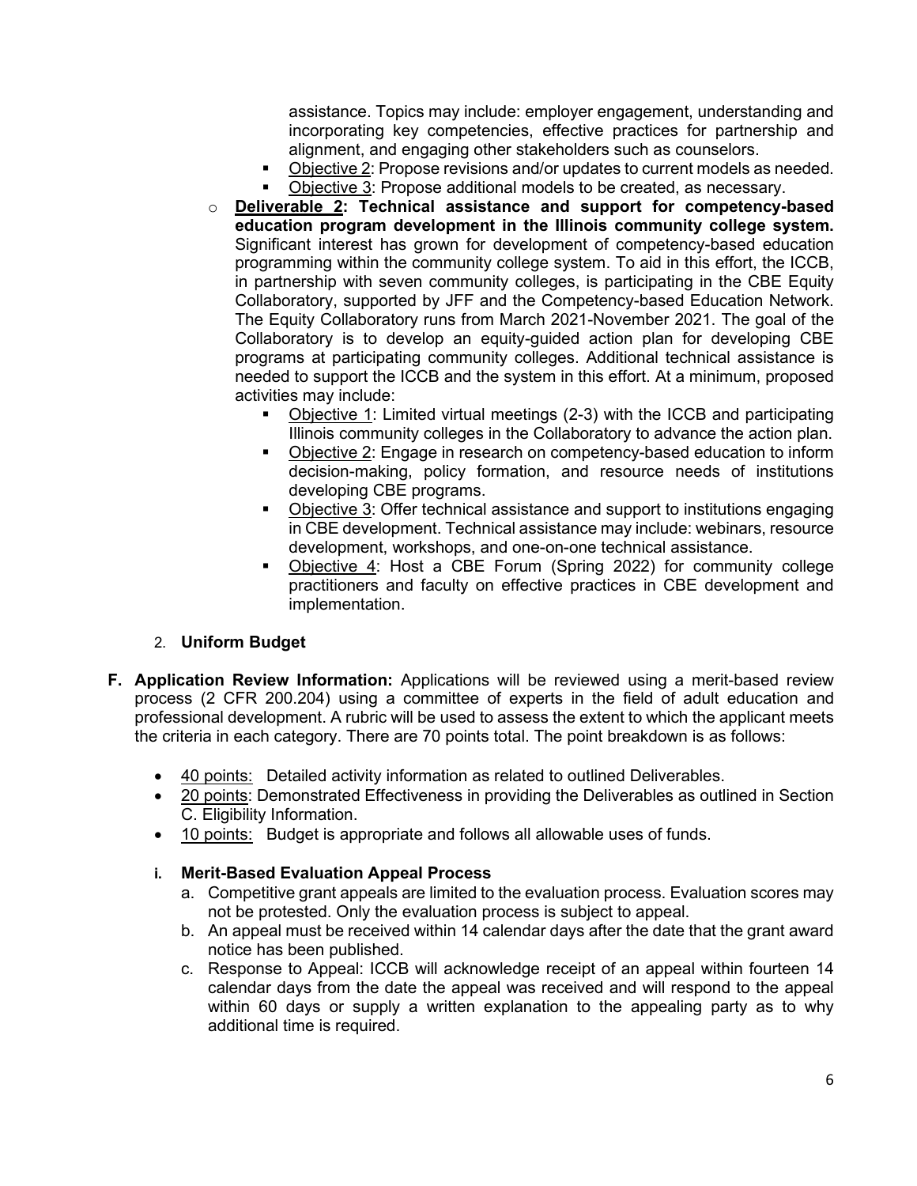assistance. Topics may include: employer engagement, understanding and incorporating key competencies, effective practices for partnership and alignment, and engaging other stakeholders such as counselors.

   - Objective 2: Propose revisions and/or updates to current models as needed.
   - Objective 3: Propose additional models to be created, as necessary.

- **Deliverable 2: Technical assistance and support for competency-based education program development in the Illinois community college system.** Significant interest has grown for development of competency-based education programming within the community college system. To aid in this effort, the ICCB, in partnership with seven community colleges, is participating in the CBE Equity Collaboratory, supported by JFF and the Competency-based Education Network. The Equity Collaboratory runs from March 2021-November 2021. The goal of the Collaboratory is to develop an equity-guided action plan for developing CBE programs at participating community colleges. Additional technical assistance is needed to support the ICCB and the system in this effort. At a minimum, proposed activities may include:
   - Objective 1: Limited virtual meetings (2-3) with the ICCB and participating Illinois community colleges in the Collaboratory to advance the action plan.
   - Objective 2: Engage in research on competency-based education to inform decision-making, policy formation, and resource needs of institutions developing CBE programs.
   - Objective 3: Offer technical assistance and support to institutions engaging in CBE development. Technical assistance may include: webinars, resource development, workshops, and one-on-one technical assistance.
   - Objective 4: Host a CBE Forum (Spring 2022) for community college practitioners and faculty on effective practices in CBE development and implementation.

2. **Uniform Budget**

**F. Application Review Information:** Applications will be reviewed using a merit-based review process (2 CFR 200.204) using a committee of experts in the field of adult education and professional development. A rubric will be used to assess the extent to which the applicant meets the criteria in each category. There are 70 points total. The point breakdown is as follows:

- 40 points: Detailed activity information as related to outlined Deliverables.
- 20 points: Demonstrated Effectiveness in providing the Deliverables as outlined in Section C. Eligibility Information.
- 10 points: Budget is appropriate and follows all allowable uses of funds.

**i. Merit-Based Evaluation Appeal Process**

a. Competitive grant appeals are limited to the evaluation process. Evaluation scores may not be protested. Only the evaluation process is subject to appeal.

b. An appeal must be received within 14 calendar days after the date that the grant award notice has been published.

c. Response to Appeal: ICCB will acknowledge receipt of an appeal within fourteen 14 calendar days from the date the appeal was received and will respond to the appeal within 60 days or supply a written explanation to the appealing party as to why additional time is required.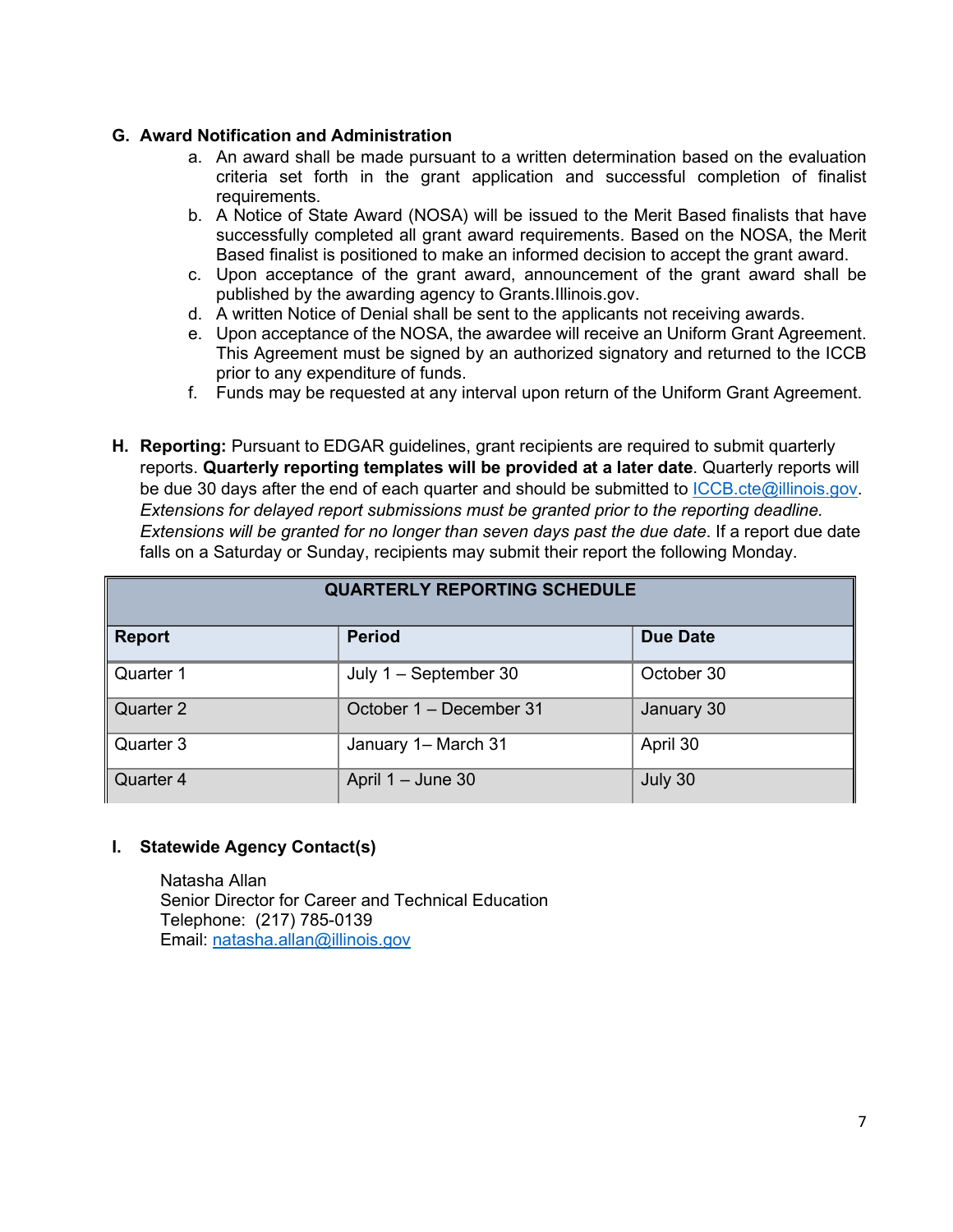**G. Award Notification and Administration**

a. An award shall be made pursuant to a written determination based on the evaluation criteria set forth in the grant application and successful completion of finalist requirements.
b. A Notice of State Award (NOSA) will be issued to the Merit Based finalists that have successfully completed all grant award requirements. Based on the NOSA, the Merit Based finalist is positioned to make an informed decision to accept the grant award.
c. Upon acceptance of the grant award, announcement of the grant award shall be published by the awarding agency to Grants.Illinois.gov.
d. A written Notice of Denial shall be sent to the applicants not receiving awards.
e. Upon acceptance of the NOSA, the awardee will receive an Uniform Grant Agreement. This Agreement must be signed by an authorized signatory and returned to the ICCB prior to any expenditure of funds.
f. Funds may be requested at any interval upon return of the Uniform Grant Agreement.

**H. Reporting:** Pursuant to EDGAR guidelines, grant recipients are required to submit quarterly reports. **Quarterly reporting templates will be provided at a later date**. Quarterly reports will be due 30 days after the end of each quarter and should be submitted to ICCB.cte@illinois.gov. *Extensions for delayed report submissions must be granted prior to the reporting deadline. Extensions will be granted for no longer than seven days past the due date*. If a report due date falls on a Saturday or Sunday, recipients may submit their report the following Monday.

| QUARTERLY REPORTING SCHEDULE | | |
|---|---|---|
| **Report** | **Period** | **Due Date** |
| Quarter 1 | July 1 – September 30 | October 30 |
| Quarter 2 | October 1 – December 31 | January 30 |
| Quarter 3 | January 1– March 31 | April 30 |
| Quarter 4 | April 1 – June 30 | July 30 |

**I. Statewide Agency Contact(s)**

Natasha Allan
Senior Director for Career and Technical Education
Telephone: (217) 785-0139
Email: natasha.allan@illinois.gov